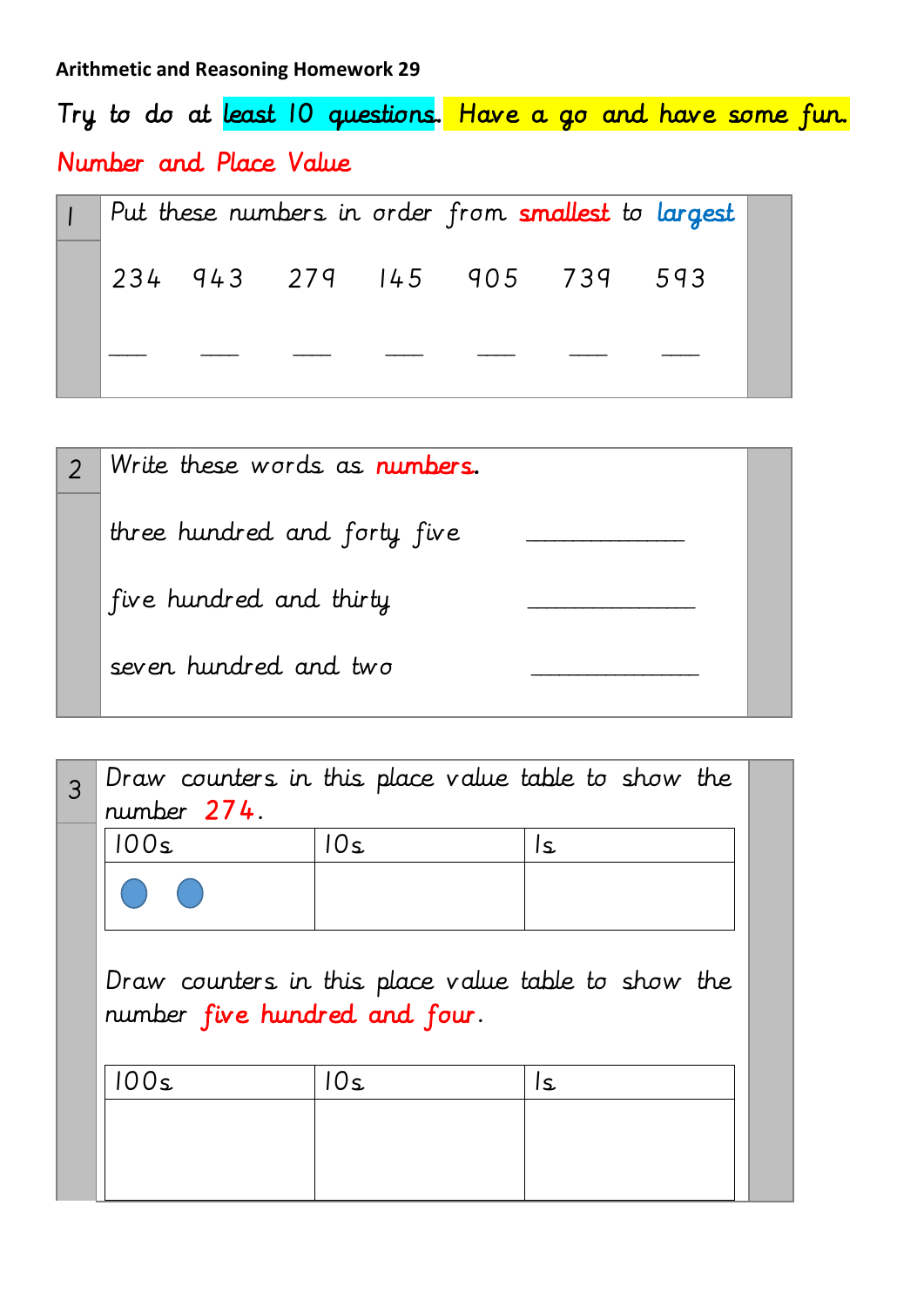**Arithmetic and Reasoning Homework 29**

Try to do at least 10 questions. Have a go and have some fun.

## Number and Place Value

**1** Put these numbers in order from smallest to largest

234   943   279   145   905   739   593

\_\_\_\_   \_\_\_\_   \_\_\_\_   \_\_\_\_   \_\_\_\_   \_\_\_\_   \_\_\_\_

**2** Write these words as numbers.

three hundred and forty five   \_\_\_\_\_\_\_\_\_\_\_\_\_\_

five hundred and thirty   \_\_\_\_\_\_\_\_\_\_\_\_\_\_

seven hundred and two   \_\_\_\_\_\_\_\_\_\_\_\_\_\_

**3** Draw counters in this place value table to show the number 274.

| 100s | 10s | 1s |
|---|---|---|
| ● ● | | |

Draw counters in this place value table to show the number five hundred and four.

| 100s | 10s | 1s |
|---|---|---|
| | | |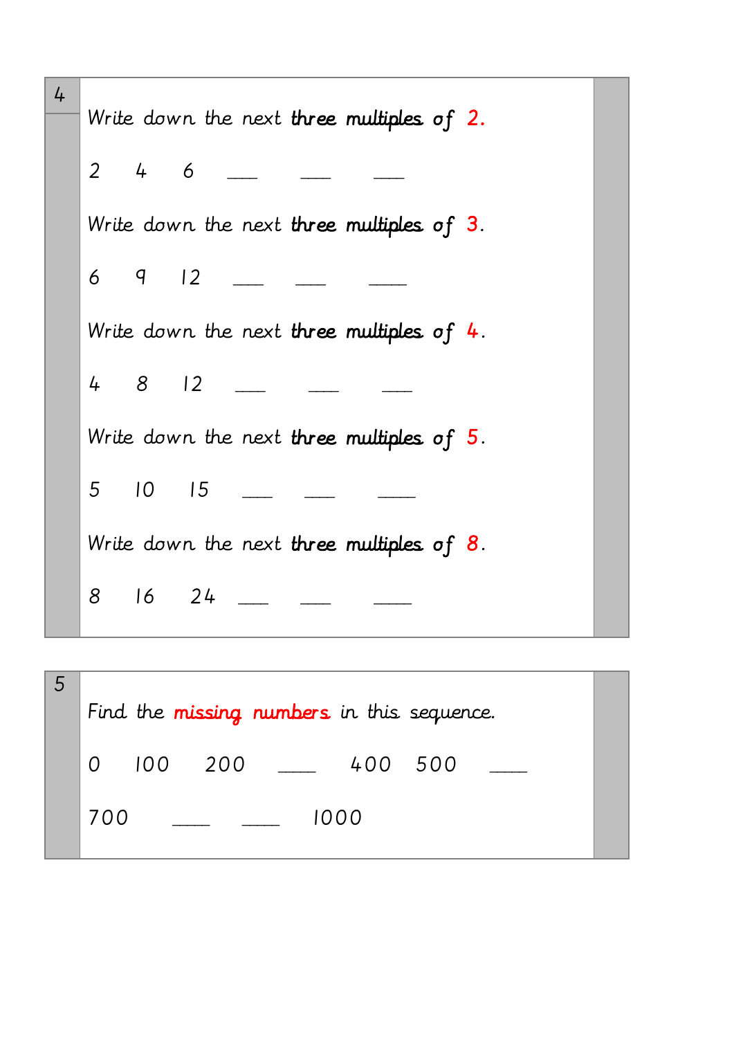4

Write down the next **three multiples** of 2.

2 4 6 ___ ___ ___

Write down the next **three multiples** of 3.

6 9 12 ___ ___ ___

Write down the next **three multiples** of 4.

4 8 12 ___ ___ ___

Write down the next **three multiples** of 5.

5 10 15 ___ ___ ___

Write down the next **three multiples** of 8.

8 16 24 ___ ___ ___

5

Find the **missing numbers** in this sequence.

0 100 200 ___ 400 500 ___

700 ___ ___ 1000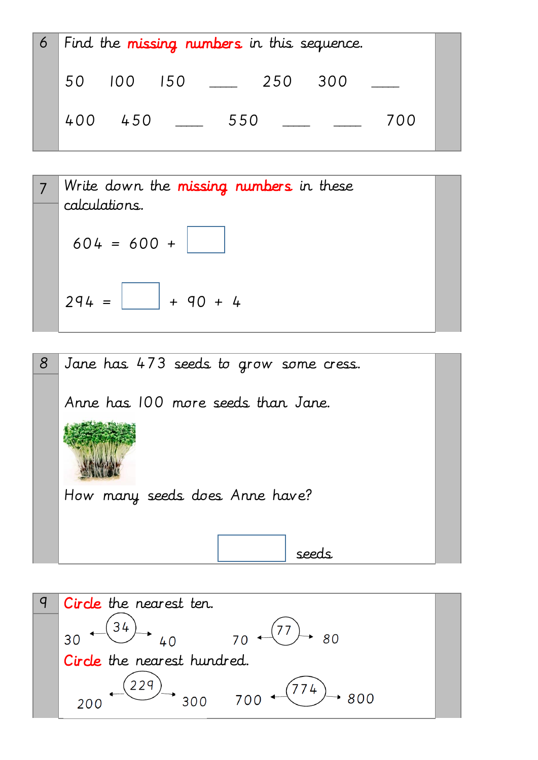**6** Find the **missing numbers** in this sequence.

50  100  150  ____  250  300  ____

400  450  ____  550  ____  ____  700

**7** Write down the **missing numbers** in these calculations.

604 = 600 + [   ]

294 = [   ] + 90 + 4

**8** Jane has 473 seeds to grow some cress.

Anne has 100 more seeds than Jane.

How many seeds does Anne have?

[   ] seeds

**9** **Circle** the nearest ten.

30 ← 34 → 40    70 ← 77 → 80

**Circle** the nearest hundred.

200 ← 229 → 300    700 ← 774 → 800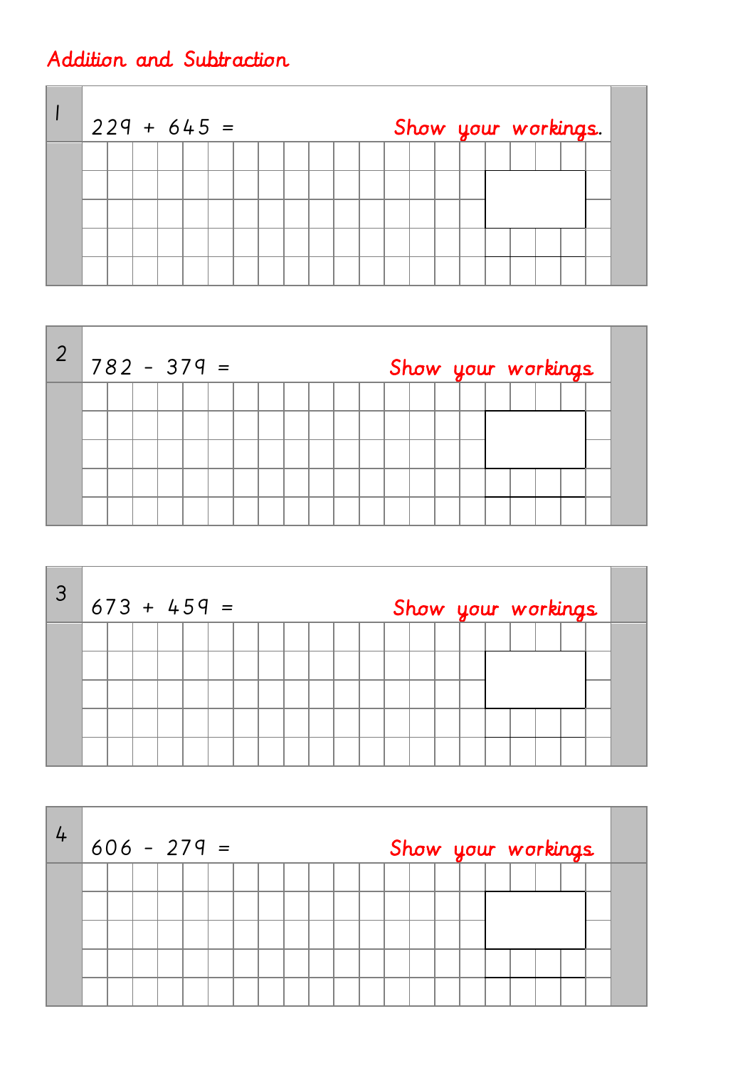# Addition and Subtraction

**1**

229 + 645 =

*Show your workings.*

**2**

782 - 379 =

*Show your workings*

**3**

673 + 459 =

*Show your workings*

**4**

606 - 279 =

*Show your workings*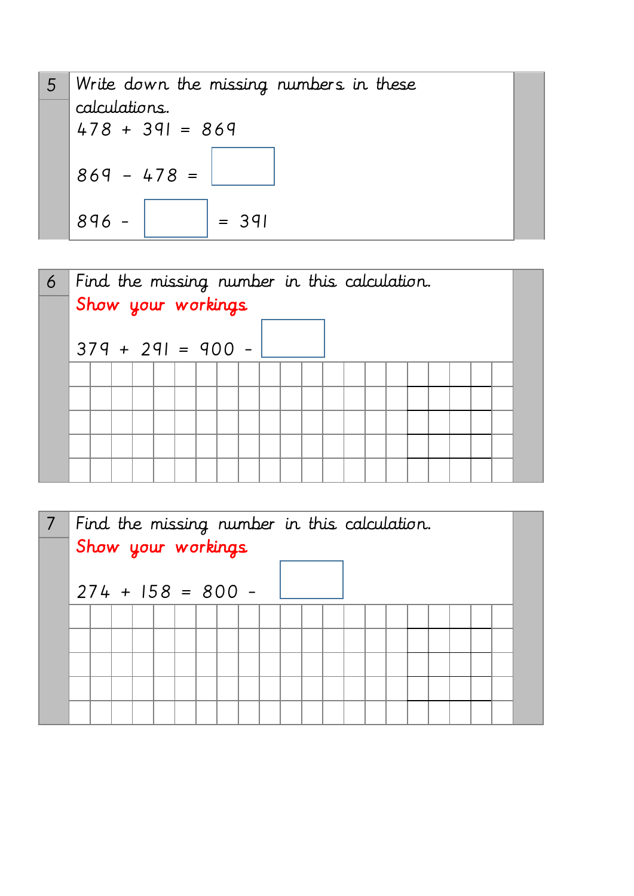**5** Write down the missing numbers in these calculations.

$478 + 391 = 869$

$869 - 478 =$ ☐

$896 -$ ☐ $= 391$

**6** Find the missing number in this calculation.

Show your workings

$379 + 291 = 900 -$ ☐

**7** Find the missing number in this calculation.

Show your workings

$274 + 158 = 800 -$ ☐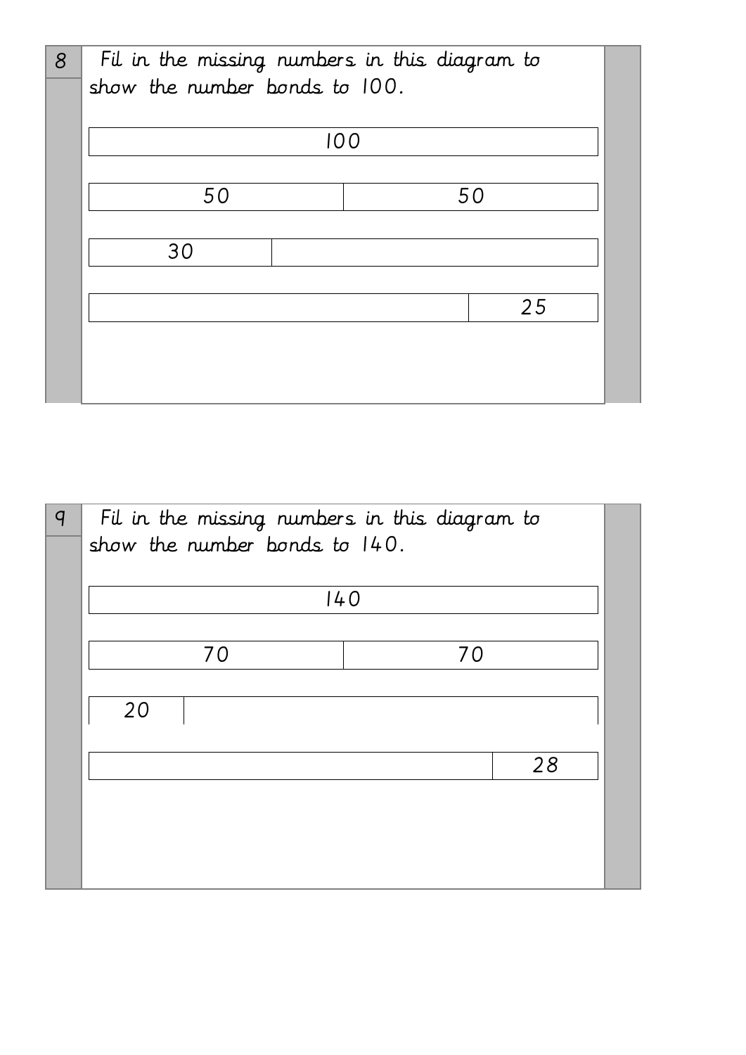**8**

Fil in the missing numbers in this diagram to show the number bonds to 100.

| 100 | |
|---|---|
| 50 | 50 |
| 30 | |
| | 25 |

**9**

Fil in the missing numbers in this diagram to show the number bonds to 140.

| 140 | |
|---|---|
| 70 | 70 |
| 20 | |
| | 28 |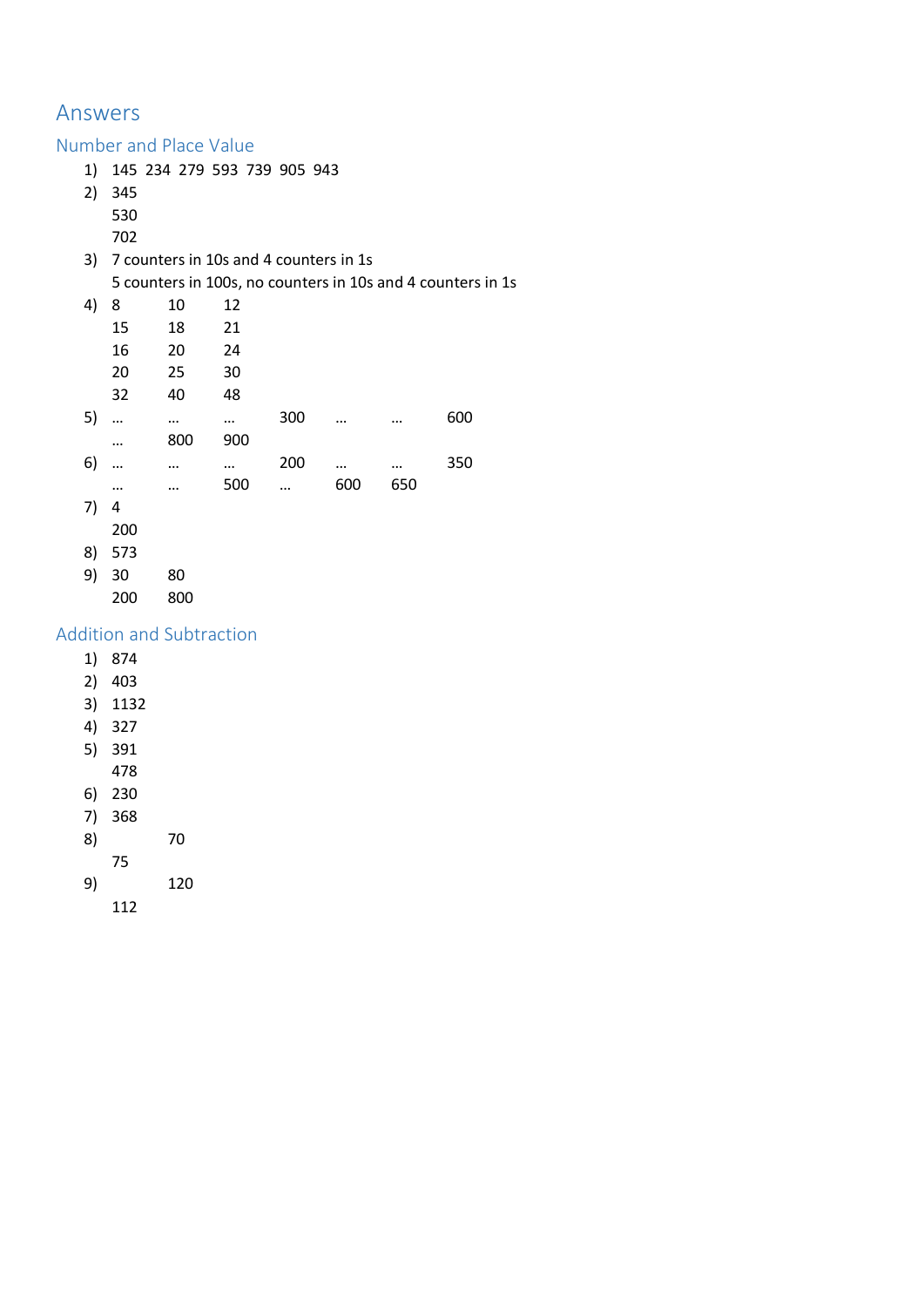# Answers

## Number and Place Value

1) 145 234 279 593 739 905 943
2) 345
   530
   702
3) 7 counters in 10s and 4 counters in 1s
   5 counters in 100s, no counters in 10s and 4 counters in 1s
4) 

| | | |
|---|---|---|
| 8 | 10 | 12 |
| 15 | 18 | 21 |
| 16 | 20 | 24 |
| 20 | 25 | 30 |
| 32 | 40 | 48 |

5) 

| | | | | | | |
|---|---|---|---|---|---|---|
| … | … | … | 300 | … | … | 600 |
| … | 800 | 900 | | | | |

6) 

| | | | | | | |
|---|---|---|---|---|---|---|
| … | … | … | 200 | … | … | 350 |
| … | … | 500 | … | 600 | 650 | |

7) 4
   200
8) 573
9) 

| | |
|---|---|
| 30 | 80 |
| 200 | 800 |

## Addition and Subtraction

1) 874
2) 403
3) 1132
4) 327
5) 391
   478
6) 230
7) 368
8) 

| | |
|---|---|
| | 70 |
| 75 | |

9) 

| | |
|---|---|
| | 120 |
| 112 | |